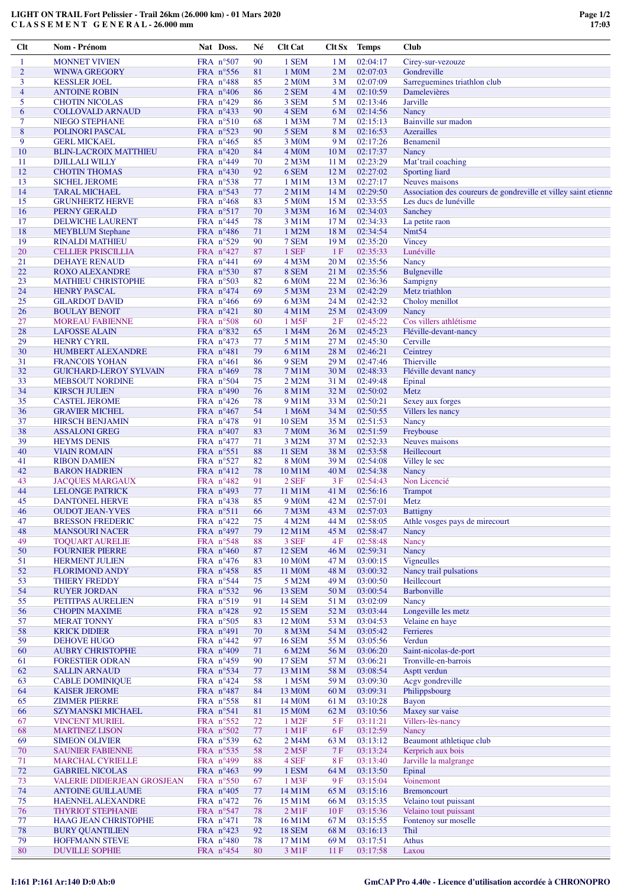# LIGHT ON TRAIL Fort Pelissier - Trail 26km (26.000 km) - 01 Mars 2020

## C L A S S E M E N T   G E N E R A L - 26.000 mm

| Clt | Nom - Prénom | Nat | Doss. | Né | Clt Cat | Clt Sx | Temps | Club |
|---|---|---|---|---|---|---|---|---|
| 1 | MONNET VIVIEN | FRA | n°507 | 90 | 1 SEM | 1 M | 02:04:17 | Cirey-sur-vezouze |
| 2 | WINWA GREGORY | FRA | n°556 | 81 | 1 M0M | 2 M | 02:07:03 | Gondreville |
| 3 | KESSLER JOEL | FRA | n°488 | 85 | 2 M0M | 3 M | 02:07:09 | Sarreguemines triathlon club |
| 4 | ANTOINE ROBIN | FRA | n°406 | 86 | 2 SEM | 4 M | 02:10:59 | Damelevières |
| 5 | CHOTIN NICOLAS | FRA | n°429 | 86 | 3 SEM | 5 M | 02:13:46 | Jarville |
| 6 | COLLOVALD ARNAUD | FRA | n°433 | 90 | 4 SEM | 6 M | 02:14:56 | Nancy |
| 7 | NIEGO STEPHANE | FRA | n°510 | 68 | 1 M3M | 7 M | 02:15:13 | Bainville sur madon |
| 8 | POLINORI PASCAL | FRA | n°523 | 90 | 5 SEM | 8 M | 02:16:53 | Azerailles |
| 9 | GERL MICKAEL | FRA | n°465 | 85 | 3 M0M | 9 M | 02:17:26 | Benamenil |
| 10 | BLIN-LACROIX MATTHIEU | FRA | n°420 | 84 | 4 M0M | 10 M | 02:17:37 | Nancy |
| 11 | DJILLALI WILLY | FRA | n°449 | 70 | 2 M3M | 11 M | 02:23:29 | Mat'trail coaching |
| 12 | CHOTIN THOMAS | FRA | n°430 | 92 | 6 SEM | 12 M | 02:27:02 | Sporting liard |
| 13 | SICHEL JEROME | FRA | n°538 | 77 | 1 M1M | 13 M | 02:27:17 | Neuves maisons |
| 14 | TARAL MICHAEL | FRA | n°543 | 77 | 2 M1M | 14 M | 02:29:50 | Association des coureurs de gondreville et villey saint etienne |
| 15 | GRUNHERTZ HERVE | FRA | n°468 | 83 | 5 M0M | 15 M | 02:33:55 | Les ducs de lunéville |
| 16 | PERNY GERALD | FRA | n°517 | 70 | 3 M3M | 16 M | 02:34:03 | Sanchey |
| 17 | DELWICHE LAURENT | FRA | n°445 | 78 | 3 M1M | 17 M | 02:34:33 | La petite raon |
| 18 | MEYBLUM Stephane | FRA | n°486 | 71 | 1 M2M | 18 M | 02:34:54 | Nmt54 |
| 19 | RINALDI MATHIEU | FRA | n°529 | 90 | 7 SEM | 19 M | 02:35:20 | Vincey |
| 20 | CELLIER PRISCILLIA | FRA | n°427 | 87 | 1 SEF | 1 F | 02:35:33 | Lunéville |
| 21 | DEHAYE RENAUD | FRA | n°441 | 69 | 4 M3M | 20 M | 02:35:56 | Nancy |
| 22 | ROXO ALEXANDRE | FRA | n°530 | 87 | 8 SEM | 21 M | 02:35:56 | Bulgneville |
| 23 | MATHIEU CHRISTOPHE | FRA | n°503 | 82 | 6 M0M | 22 M | 02:36:36 | Sampigny |
| 24 | HENRY PASCAL | FRA | n°474 | 69 | 5 M3M | 23 M | 02:42:29 | Metz triathlon |
| 25 | GILARDOT DAVID | FRA | n°466 | 69 | 6 M3M | 24 M | 02:42:32 | Choloy menillot |
| 26 | BOULAY BENOIT | FRA | n°421 | 80 | 4 M1M | 25 M | 02:43:09 | Nancy |
| 27 | MOREAU FABIENNE | FRA | n°508 | 60 | 1 M5F | 2 F | 02:45:22 | Cos villers athlétisme |
| 28 | LAFOSSE ALAIN | FRA | n°832 | 65 | 1 M4M | 26 M | 02:45:23 | Fléville-devant-nancy |
| 29 | HENRY CYRIL | FRA | n°473 | 77 | 5 M1M | 27 M | 02:45:30 | Cerville |
| 30 | HUMBERT ALEXANDRE | FRA | n°481 | 79 | 6 M1M | 28 M | 02:46:21 | Ceintrey |
| 31 | FRANCOIS YOHAN | FRA | n°461 | 86 | 9 SEM | 29 M | 02:47:46 | Thierville |
| 32 | GUICHARD-LEROY SYLVAIN | FRA | n°469 | 78 | 7 M1M | 30 M | 02:48:33 | Fléville devant nancy |
| 33 | MEBSOUT NORDINE | FRA | n°504 | 75 | 2 M2M | 31 M | 02:49:48 | Epinal |
| 34 | KIRSCH JULIEN | FRA | n°490 | 76 | 8 M1M | 32 M | 02:50:02 | Metz |
| 35 | CASTEL JEROME | FRA | n°426 | 78 | 9 M1M | 33 M | 02:50:21 | Sexey aux forges |
| 36 | GRAVIER MICHEL | FRA | n°467 | 54 | 1 M6M | 34 M | 02:50:55 | Villers les nancy |
| 37 | HIRSCH BENJAMIN | FRA | n°478 | 91 | 10 SEM | 35 M | 02:51:53 | Nancy |
| 38 | ASSALONI GREG | FRA | n°407 | 83 | 7 M0M | 36 M | 02:51:59 | Freybouse |
| 39 | HEYMS DENIS | FRA | n°477 | 71 | 3 M2M | 37 M | 02:52:33 | Neuves maisons |
| 40 | VIAIN ROMAIN | FRA | n°551 | 88 | 11 SEM | 38 M | 02:53:58 | Heillecourt |
| 41 | RIBON DAMIEN | FRA | n°527 | 82 | 8 M0M | 39 M | 02:54:08 | Villey le sec |
| 42 | BARON HADRIEN | FRA | n°412 | 78 | 10 M1M | 40 M | 02:54:38 | Nancy |
| 43 | JACQUES MARGAUX | FRA | n°482 | 91 | 2 SEF | 3 F | 02:54:43 | Non Licencié |
| 44 | LELONGE PATRICK | FRA | n°493 | 77 | 11 M1M | 41 M | 02:56:16 | Trampot |
| 45 | DANTONEL HERVE | FRA | n°438 | 85 | 9 M0M | 42 M | 02:57:01 | Metz |
| 46 | OUDOT JEAN-YVES | FRA | n°511 | 66 | 7 M3M | 43 M | 02:57:03 | Battigny |
| 47 | BRESSON FREDERIC | FRA | n°422 | 75 | 4 M2M | 44 M | 02:58:05 | Athle vosges pays de mirecourt |
| 48 | MANSOURI NACER | FRA | n°497 | 79 | 12 M1M | 45 M | 02:58:47 | Nancy |
| 49 | TOQUART AURELIE | FRA | n°548 | 88 | 3 SEF | 4 F | 02:58:48 | Nancy |
| 50 | FOURNIER PIERRE | FRA | n°460 | 87 | 12 SEM | 46 M | 02:59:31 | Nancy |
| 51 | HERMENT JULIEN | FRA | n°476 | 83 | 10 M0M | 47 M | 03:00:15 | Vigneulles |
| 52 | FLORIMOND ANDY | FRA | n°458 | 85 | 11 M0M | 48 M | 03:00:32 | Nancy trail pulsations |
| 53 | THIERY FREDDY | FRA | n°544 | 75 | 5 M2M | 49 M | 03:00:50 | Heillecourt |
| 54 | RUYER JORDAN | FRA | n°532 | 96 | 13 SEM | 50 M | 03:00:54 | Barbonville |
| 55 | PETITPAS AURELIEN | FRA | n°519 | 91 | 14 SEM | 51 M | 03:02:09 | Nancy |
| 56 | CHOPIN MAXIME | FRA | n°428 | 92 | 15 SEM | 52 M | 03:03:44 | Longeville les metz |
| 57 | MERAT TONNY | FRA | n°505 | 83 | 12 M0M | 53 M | 03:04:53 | Velaine en haye |
| 58 | KRICK DIDIER | FRA | n°491 | 70 | 8 M3M | 54 M | 03:05:42 | Ferrieres |
| 59 | DEHOVE HUGO | FRA | n°442 | 97 | 16 SEM | 55 M | 03:05:56 | Verdun |
| 60 | AUBRY CHRISTOPHE | FRA | n°409 | 71 | 6 M2M | 56 M | 03:06:20 | Saint-nicolas-de-port |
| 61 | FORESTIER ODRAN | FRA | n°459 | 90 | 17 SEM | 57 M | 03:06:21 | Tronville-en-barrois |
| 62 | SALLIN ARNAUD | FRA | n°534 | 77 | 13 M1M | 58 M | 03:08:54 | Asptt verdun |
| 63 | CABLE DOMINIQUE | FRA | n°424 | 58 | 1 M5M | 59 M | 03:09:30 | Acgv gondreville |
| 64 | KAISER JEROME | FRA | n°487 | 84 | 13 M0M | 60 M | 03:09:31 | Philippsbourg |
| 65 | ZIMMER PIERRE | FRA | n°558 | 81 | 14 M0M | 61 M | 03:10:28 | Bayon |
| 66 | SZYMANSKI MICHAEL | FRA | n°541 | 81 | 15 M0M | 62 M | 03:10:56 | Maxey sur vaise |
| 67 | VINCENT MURIEL | FRA | n°552 | 72 | 1 M2F | 5 F | 03:11:21 | Villers-lès-nancy |
| 68 | MARTINEZ LISON | FRA | n°502 | 77 | 1 M1F | 6 F | 03:12:59 | Nancy |
| 69 | SIMEON OLIVIER | FRA | n°539 | 62 | 2 M4M | 63 M | 03:13:12 | Beaumont athletique club |
| 70 | SAUNIER FABIENNE | FRA | n°535 | 58 | 2 M5F | 7 F | 03:13:24 | Kerprich aux bois |
| 71 | MARCHAL CYRIELLE | FRA | n°499 | 88 | 4 SEF | 8 F | 03:13:40 | Jarville la malgrange |
| 72 | GABRIEL NICOLAS | FRA | n°463 | 99 | 1 ESM | 64 M | 03:13:50 | Epinal |
| 73 | VALERIE DIDIERJEAN GROSJEAN | FRA | n°550 | 67 | 1 M3F | 9 F | 03:15:04 | Voinemont |
| 74 | ANTOINE GUILLAUME | FRA | n°405 | 77 | 14 M1M | 65 M | 03:15:16 | Bremoncourt |
| 75 | HAENNEL ALEXANDRE | FRA | n°472 | 76 | 15 M1M | 66 M | 03:15:35 | Velaino tout puissant |
| 76 | THYRIOT STEPHANIE | FRA | n°547 | 78 | 2 M1F | 10 F | 03:15:36 | Velaino tout puissant |
| 77 | HAAG JEAN CHRISTOPHE | FRA | n°471 | 78 | 16 M1M | 67 M | 03:15:55 | Fontenoy sur moselle |
| 78 | BURY QUANTILIEN | FRA | n°423 | 92 | 18 SEM | 68 M | 03:16:13 | Thil |
| 79 | HOFFMANN STEVE | FRA | n°480 | 78 | 17 M1M | 69 M | 03:17:51 | Athus |
| 80 | DUVILLE SOPHIE | FRA | n°454 | 80 | 3 M1F | 11 F | 03:17:58 | Laxou |

I:161 P:161 Ar:140 D:0 Ab:0

GmCAP Pro 4.40e - Licence d'utilisation accordée à CHRONOPRO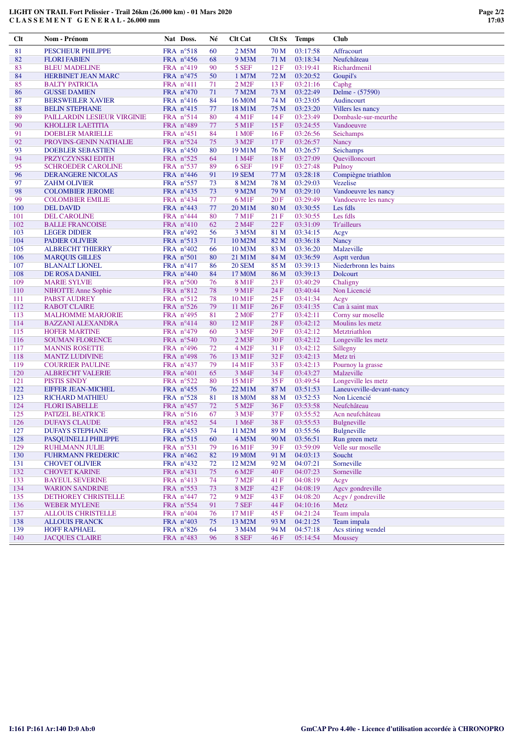**LIGHT ON TRAIL Fort Pelissier - Trail 26km (26.000 km) - 01 Mars 2020**
**C L A S S E M E N T   G E N E R A L - 26.000 mm**

| Clt | Nom - Prénom | Nat | Doss. | Né | Clt Cat | Clt Sx | Temps | Club |
|---|---|---|---|---|---|---|---|---|
| 81 | PESCHEUR PHILIPPE | FRA | n°518 | 60 | 2 M5M | 70 M | 03:17:58 | Affracourt |
| 82 | FLORI FABIEN | FRA | n°456 | 68 | 9 M3M | 71 M | 03:18:34 | Neufchâteau |
| 83 | BLEU MADELINE | FRA | n°419 | 90 | 5 SEF | 12 F | 03:19:41 | Richardmenil |
| 84 | HERBINET JEAN MARC | FRA | n°475 | 50 | 1 M7M | 72 M | 03:20:52 | Goupil's |
| 85 | BALTY PATRICIA | FRA | n°411 | 71 | 2 M2F | 13 F | 03:21:16 | Caphg |
| 86 | GUSSE DAMIEN | FRA | n°470 | 71 | 7 M2M | 73 M | 03:22:49 | Delme - (57590) |
| 87 | BERSWEILER XAVIER | FRA | n°416 | 84 | 16 M0M | 74 M | 03:23:05 | Audincourt |
| 88 | BELIN STEPHANE | FRA | n°415 | 77 | 18 M1M | 75 M | 03:23:20 | Villers les nancy |
| 89 | PAILLARDIN LESIEUR VIRGINIE | FRA | n°514 | 80 | 4 M1F | 14 F | 03:23:49 | Dombasle-sur-meurthe |
| 90 | KHOLLER LAETITIA | FRA | n°489 | 77 | 5 M1F | 15 F | 03:24:55 | Vandoeuvre |
| 91 | DOEBLER MARIELLE | FRA | n°451 | 84 | 1 M0F | 16 F | 03:26:56 | Seichamps |
| 92 | PROVINS-GENIN NATHALIE | FRA | n°524 | 75 | 3 M2F | 17 F | 03:26:57 | Nancy |
| 93 | DOEBLER SEBASTIEN | FRA | n°450 | 80 | 19 M1M | 76 M | 03:26:57 | Seichamps |
| 94 | PRZYCZYNSKI EDITH | FRA | n°525 | 64 | 1 M4F | 18 F | 03:27:09 | Quevilloncourt |
| 95 | SCHROEDER CAROLINE | FRA | n°537 | 89 | 6 SEF | 19 F | 03:27:48 | Pulnoy |
| 96 | DERANGERE NICOLAS | FRA | n°446 | 91 | 19 SEM | 77 M | 03:28:18 | Compiègne triathlon |
| 97 | ZAHM OLIVIER | FRA | n°557 | 73 | 8 M2M | 78 M | 03:29:03 | Vezelise |
| 98 | COLOMBIER JEROME | FRA | n°435 | 73 | 9 M2M | 79 M | 03:29:10 | Vandoeuvre les nancy |
| 99 | COLOMBIER EMILIE | FRA | n°434 | 77 | 6 M1F | 20 F | 03:29:49 | Vandoeuvre les nancy |
| 100 | DEL DAVID | FRA | n°443 | 77 | 20 M1M | 80 M | 03:30:55 | Les fdls |
| 101 | DEL CAROLINE | FRA | n°444 | 80 | 7 M1F | 21 F | 03:30:55 | Les fdls |
| 102 | BALLE FRANCOISE | FRA | n°410 | 62 | 2 M4F | 22 F | 03:31:09 | Tr'ailleurs |
| 103 | LEGER DIDIER | FRA | n°492 | 56 | 3 M5M | 81 M | 03:34:15 | Acgv |
| 104 | PADIER OLIVIER | FRA | n°513 | 71 | 10 M2M | 82 M | 03:36:18 | Nancy |
| 105 | ALBRECHT THIERRY | FRA | n°402 | 66 | 10 M3M | 83 M | 03:36:20 | Malzeville |
| 106 | MARQUIS GILLES | FRA | n°501 | 80 | 21 M1M | 84 M | 03:36:59 | Asptt verdun |
| 107 | BLANALT LIONEL | FRA | n°417 | 86 | 20 SEM | 85 M | 03:39:13 | Niederbronn les bains |
| 108 | DE ROSA DANIEL | FRA | n°440 | 84 | 17 M0M | 86 M | 03:39:13 | Dolcourt |
| 109 | MARIE SYLVIE | FRA | n°500 | 76 | 8 M1F | 23 F | 03:40:29 | Chaligny |
| 110 | NIHOTTE Anne Sophie | FRA | n°812 | 78 | 9 M1F | 24 F | 03:40:44 | Non Licencié |
| 111 | PABST AUDREY | FRA | n°512 | 78 | 10 M1F | 25 F | 03:41:34 | Acgv |
| 112 | RABOT CLAIRE | FRA | n°526 | 79 | 11 M1F | 26 F | 03:41:35 | Can à saint max |
| 113 | MALHOMME MARJORIE | FRA | n°495 | 81 | 2 M0F | 27 F | 03:42:11 | Corny sur moselle |
| 114 | BAZZANI ALEXANDRA | FRA | n°414 | 80 | 12 M1F | 28 F | 03:42:12 | Moulins les metz |
| 115 | HOFER MARTINE | FRA | n°479 | 60 | 3 M5F | 29 F | 03:42:12 | Metztriathlon |
| 116 | SOUMAN FLORENCE | FRA | n°540 | 70 | 2 M3F | 30 F | 03:42:12 | Longeville les metz |
| 117 | MANNIS ROSETTE | FRA | n°496 | 72 | 4 M2F | 31 F | 03:42:12 | Sillegny |
| 118 | MANTZ LUDIVINE | FRA | n°498 | 76 | 13 M1F | 32 F | 03:42:13 | Metz tri |
| 119 | COURRIER PAULINE | FRA | n°437 | 79 | 14 M1F | 33 F | 03:42:13 | Pournoy la grasse |
| 120 | ALBRECHT VALERIE | FRA | n°401 | 65 | 3 M4F | 34 F | 03:43:27 | Malzeville |
| 121 | PISTIS SINDY | FRA | n°522 | 80 | 15 M1F | 35 F | 03:49:54 | Longeville les metz |
| 122 | EIFFER JEAN-MICHEL | FRA | n°455 | 76 | 22 M1M | 87 M | 03:51:53 | Laneuveville-devant-nancy |
| 123 | RICHARD MATHIEU | FRA | n°528 | 81 | 18 M0M | 88 M | 03:52:53 | Non Licencié |
| 124 | FLORI ISABELLE | FRA | n°457 | 72 | 5 M2F | 36 F | 03:53:58 | Neufchâteau |
| 125 | PATIZEL BEATRICE | FRA | n°516 | 67 | 3 M3F | 37 F | 03:55:52 | Acn neufchâteau |
| 126 | DUFAYS CLAUDE | FRA | n°452 | 54 | 1 M6F | 38 F | 03:55:53 | Bulgneville |
| 127 | DUFAYS STEPHANE | FRA | n°453 | 74 | 11 M2M | 89 M | 03:55:56 | Bulgneville |
| 128 | PASQUINELLI PHILIPPE | FRA | n°515 | 60 | 4 M5M | 90 M | 03:56:51 | Run green metz |
| 129 | RUHLMANN JULIE | FRA | n°531 | 79 | 16 M1F | 39 F | 03:59:09 | Velle sur moselle |
| 130 | FUHRMANN FREDERIC | FRA | n°462 | 82 | 19 M0M | 91 M | 04:03:13 | Soucht |
| 131 | CHOVET OLIVIER | FRA | n°432 | 72 | 12 M2M | 92 M | 04:07:21 | Sorneville |
| 132 | CHOVET KARINE | FRA | n°431 | 75 | 6 M2F | 40 F | 04:07:23 | Sorneville |
| 133 | BAYEUL SEVERINE | FRA | n°413 | 74 | 7 M2F | 41 F | 04:08:19 | Acgv |
| 134 | WARION SANDRINE | FRA | n°553 | 73 | 8 M2F | 42 F | 04:08:19 | Agcv gondreville |
| 135 | DETHOREY CHRISTELLE | FRA | n°447 | 72 | 9 M2F | 43 F | 04:08:20 | Acgv / gondreville |
| 136 | WEBER MYLENE | FRA | n°554 | 91 | 7 SEF | 44 F | 04:10:16 | Metz |
| 137 | ALLOUIS CHRISTELLE | FRA | n°404 | 76 | 17 M1F | 45 F | 04:21:24 | Team impala |
| 138 | ALLOUIS FRANCK | FRA | n°403 | 75 | 13 M2M | 93 M | 04:21:25 | Team impala |
| 139 | HOFF RAPHAEL | FRA | n°826 | 64 | 3 M4M | 94 M | 04:57:18 | Acs stiring wendel |
| 140 | JACQUES CLAIRE | FRA | n°483 | 96 | 8 SEF | 46 F | 05:14:54 | Moussey |

I:161 P:161 Ar:140 D:0 Ab:0

GmCAP Pro 4.40e - Licence d'utilisation accordée à CHRONOPRO